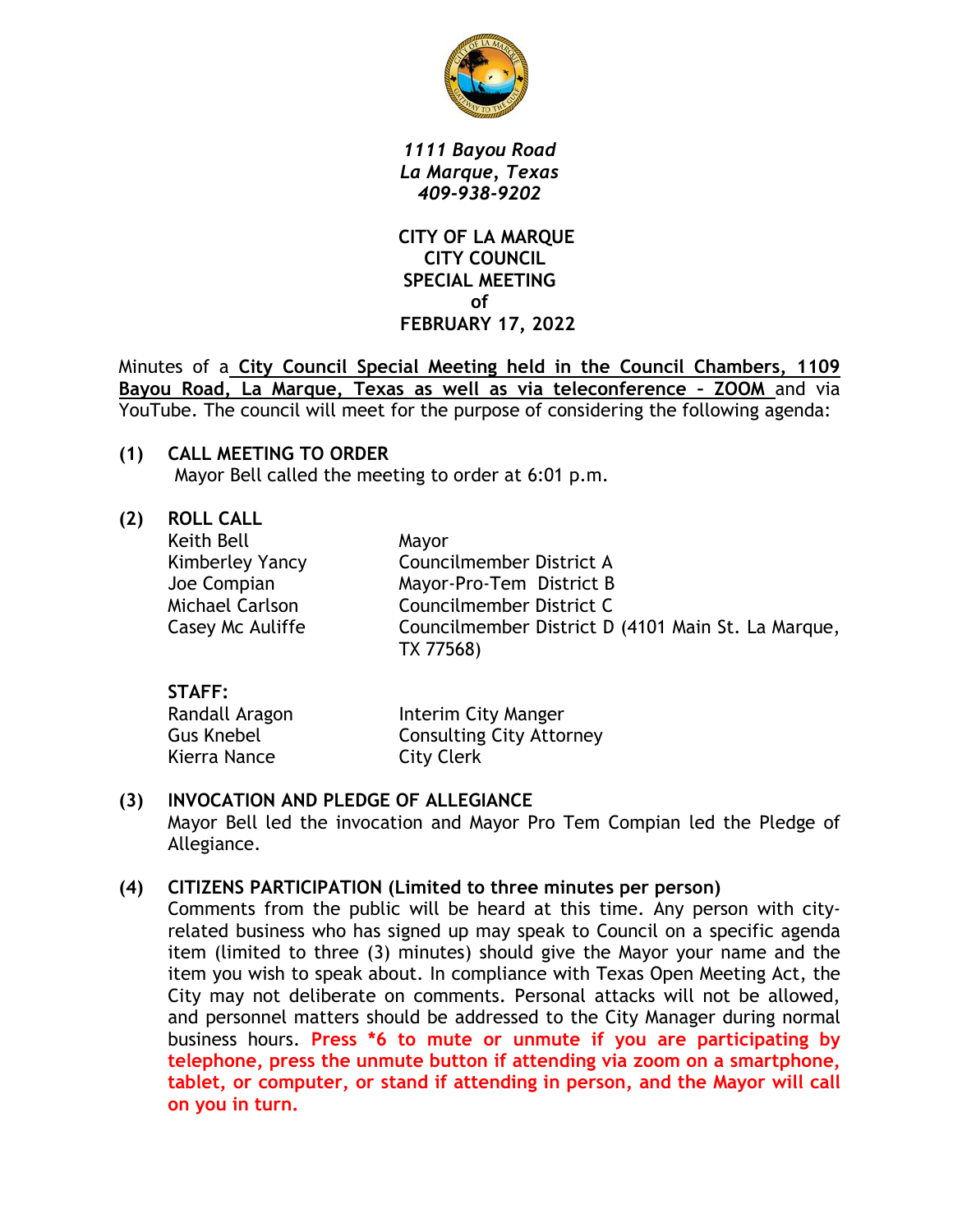*1111 Bayou Road*
*La Marque, Texas*
*409-938-9202*

# CITY OF LA MARQUE
# CITY COUNCIL
# SPECIAL MEETING
# of
# FEBRUARY 17, 2022

Minutes of a **City Council Special Meeting held in the Council Chambers, 1109 Bayou Road, La Marque, Texas as well as via teleconference – ZOOM** and via YouTube. The council will meet for the purpose of considering the following agenda:

**(1) CALL MEETING TO ORDER**

Mayor Bell called the meeting to order at 6:01 p.m.

**(2) ROLL CALL**

| | |
|---|---|
| Keith Bell | Mayor |
| Kimberley Yancy | Councilmember District A |
| Joe Compian | Mayor-Pro-Tem District B |
| Michael Carlson | Councilmember District C |
| Casey Mc Auliffe | Councilmember District D (4101 Main St. La Marque, TX 77568) |

**STAFF:**

| | |
|---|---|
| Randall Aragon | Interim City Manger |
| Gus Knebel | Consulting City Attorney |
| Kierra Nance | City Clerk |

**(3) INVOCATION AND PLEDGE OF ALLEGIANCE**

Mayor Bell led the invocation and Mayor Pro Tem Compian led the Pledge of Allegiance.

**(4) CITIZENS PARTICIPATION (Limited to three minutes per person)**

Comments from the public will be heard at this time. Any person with city-related business who has signed up may speak to Council on a specific agenda item (limited to three (3) minutes) should give the Mayor your name and the item you wish to speak about. In compliance with Texas Open Meeting Act, the City may not deliberate on comments. Personal attacks will not be allowed, and personnel matters should be addressed to the City Manager during normal business hours. **Press *6 to mute or unmute if you are participating by telephone, press the unmute button if attending via zoom on a smartphone, tablet, or computer, or stand if attending in person, and the Mayor will call on you in turn.**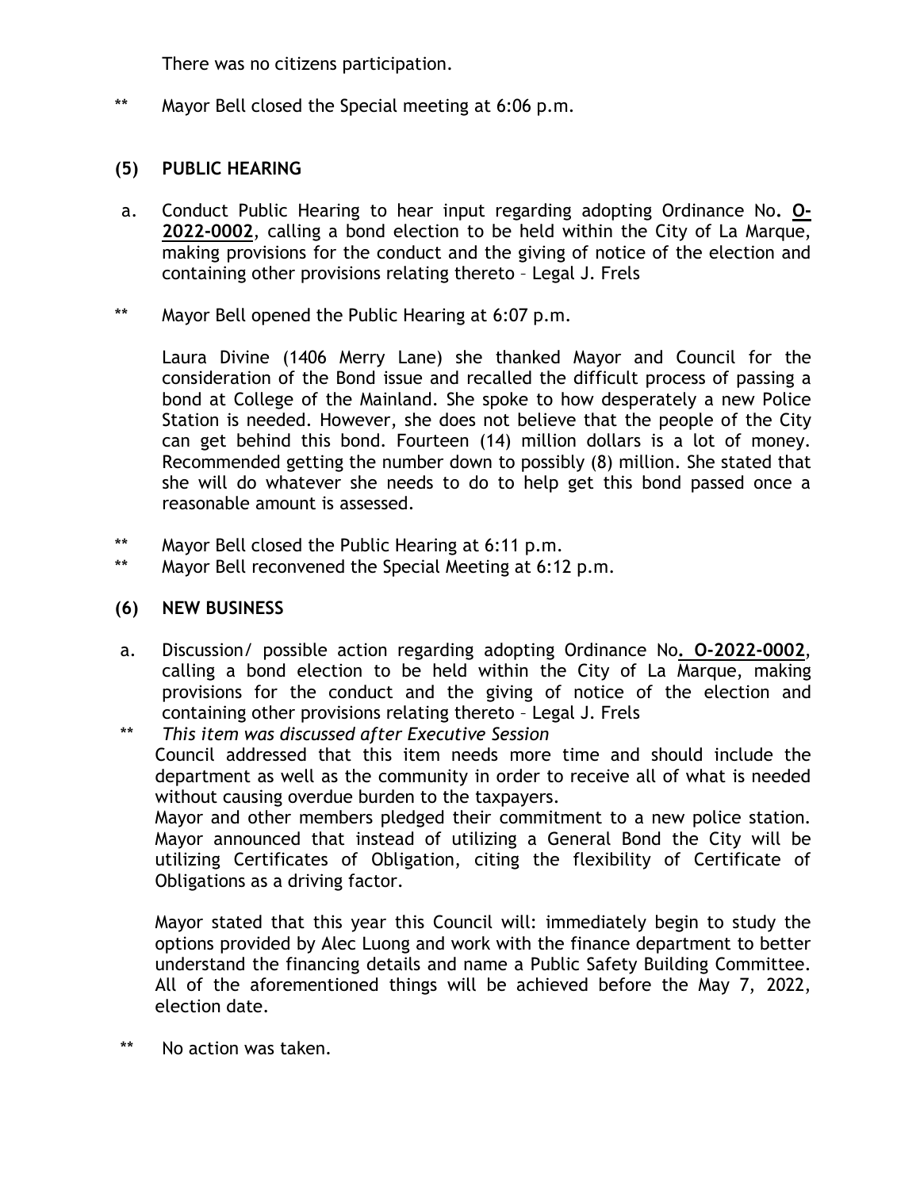There was no citizens participation.

\*\* Mayor Bell closed the Special meeting at 6:06 p.m.

## (5) PUBLIC HEARING

a. Conduct Public Hearing to hear input regarding adopting Ordinance No. **O-2022-0002**, calling a bond election to be held within the City of La Marque, making provisions for the conduct and the giving of notice of the election and containing other provisions relating thereto – Legal J. Frels

\*\* Mayor Bell opened the Public Hearing at 6:07 p.m.

Laura Divine (1406 Merry Lane) she thanked Mayor and Council for the consideration of the Bond issue and recalled the difficult process of passing a bond at College of the Mainland. She spoke to how desperately a new Police Station is needed. However, she does not believe that the people of the City can get behind this bond. Fourteen (14) million dollars is a lot of money. Recommended getting the number down to possibly (8) million. She stated that she will do whatever she needs to do to help get this bond passed once a reasonable amount is assessed.

\*\* Mayor Bell closed the Public Hearing at 6:11 p.m.

\*\* Mayor Bell reconvened the Special Meeting at 6:12 p.m.

## (6) NEW BUSINESS

a. Discussion/ possible action regarding adopting Ordinance No**. O-2022-0002**, calling a bond election to be held within the City of La Marque, making provisions for the conduct and the giving of notice of the election and containing other provisions relating thereto – Legal J. Frels

\*\* *This item was discussed after Executive Session*

Council addressed that this item needs more time and should include the department as well as the community in order to receive all of what is needed without causing overdue burden to the taxpayers.

Mayor and other members pledged their commitment to a new police station. Mayor announced that instead of utilizing a General Bond the City will be utilizing Certificates of Obligation, citing the flexibility of Certificate of Obligations as a driving factor.

Mayor stated that this year this Council will: immediately begin to study the options provided by Alec Luong and work with the finance department to better understand the financing details and name a Public Safety Building Committee. All of the aforementioned things will be achieved before the May 7, 2022, election date.

\*\* No action was taken.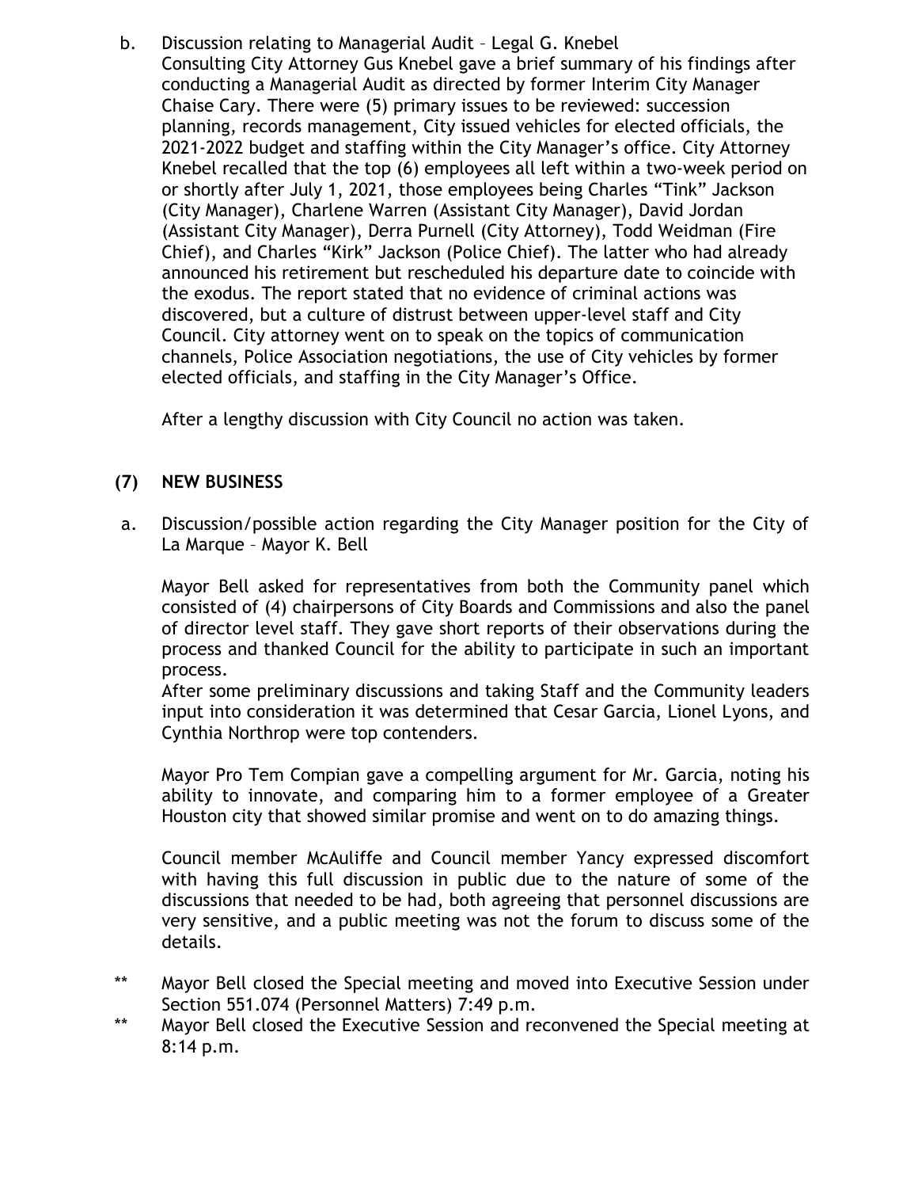b. Discussion relating to Managerial Audit – Legal G. Knebel
   Consulting City Attorney Gus Knebel gave a brief summary of his findings after conducting a Managerial Audit as directed by former Interim City Manager Chaise Cary. There were (5) primary issues to be reviewed: succession planning, records management, City issued vehicles for elected officials, the 2021-2022 budget and staffing within the City Manager's office. City Attorney Knebel recalled that the top (6) employees all left within a two-week period on or shortly after July 1, 2021, those employees being Charles "Tink" Jackson (City Manager), Charlene Warren (Assistant City Manager), David Jordan (Assistant City Manager), Derra Purnell (City Attorney), Todd Weidman (Fire Chief), and Charles "Kirk" Jackson (Police Chief). The latter who had already announced his retirement but rescheduled his departure date to coincide with the exodus. The report stated that no evidence of criminal actions was discovered, but a culture of distrust between upper-level staff and City Council. City attorney went on to speak on the topics of communication channels, Police Association negotiations, the use of City vehicles by former elected officials, and staffing in the City Manager's Office.

   After a lengthy discussion with City Council no action was taken.

## (7) NEW BUSINESS

a. Discussion/possible action regarding the City Manager position for the City of La Marque – Mayor K. Bell

   Mayor Bell asked for representatives from both the Community panel which consisted of (4) chairpersons of City Boards and Commissions and also the panel of director level staff. They gave short reports of their observations during the process and thanked Council for the ability to participate in such an important process.
   After some preliminary discussions and taking Staff and the Community leaders input into consideration it was determined that Cesar Garcia, Lionel Lyons, and Cynthia Northrop were top contenders.

   Mayor Pro Tem Compian gave a compelling argument for Mr. Garcia, noting his ability to innovate, and comparing him to a former employee of a Greater Houston city that showed similar promise and went on to do amazing things.

   Council member McAuliffe and Council member Yancy expressed discomfort with having this full discussion in public due to the nature of some of the discussions that needed to be had, both agreeing that personnel discussions are very sensitive, and a public meeting was not the forum to discuss some of the details.

** Mayor Bell closed the Special meeting and moved into Executive Session under Section 551.074 (Personnel Matters) 7:49 p.m.

** Mayor Bell closed the Executive Session and reconvened the Special meeting at 8:14 p.m.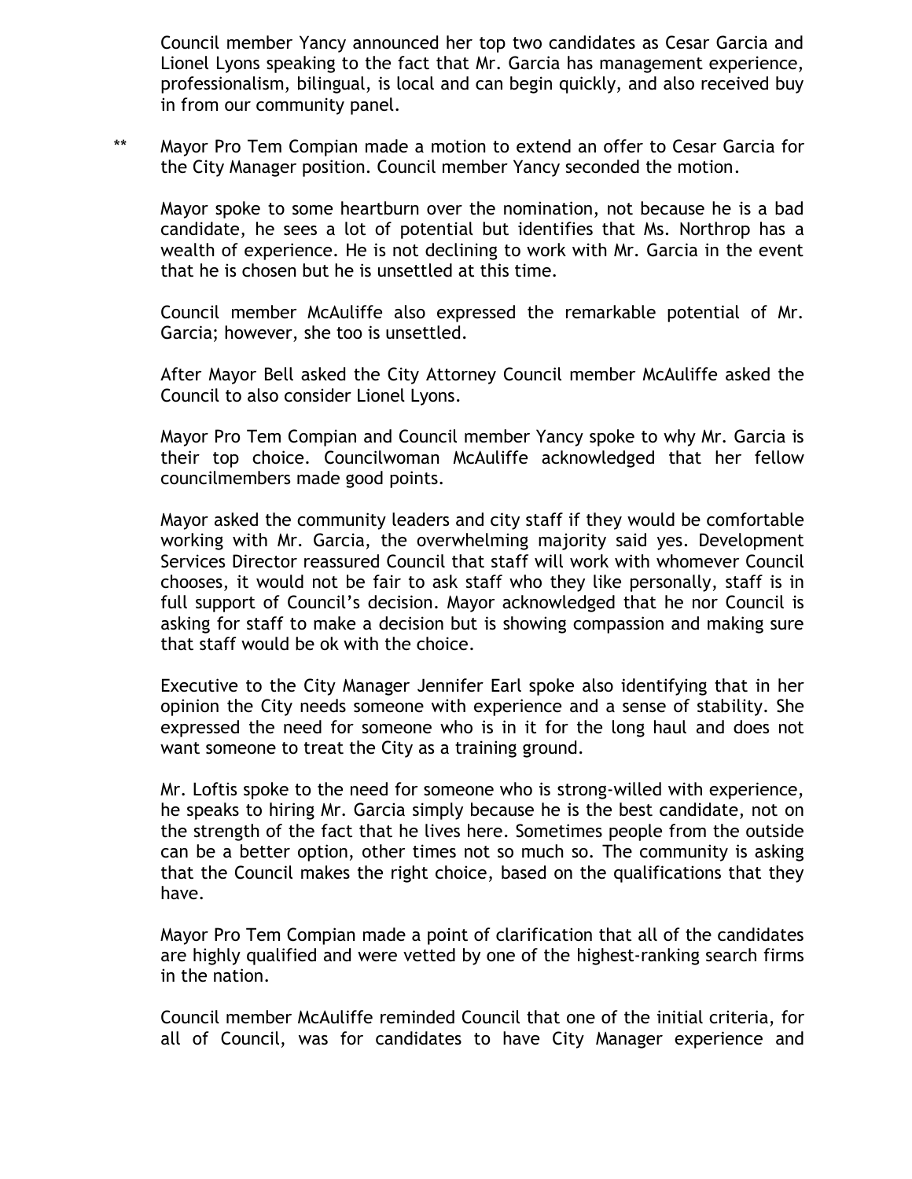Council member Yancy announced her top two candidates as Cesar Garcia and Lionel Lyons speaking to the fact that Mr. Garcia has management experience, professionalism, bilingual, is local and can begin quickly, and also received buy in from our community panel.

** Mayor Pro Tem Compian made a motion to extend an offer to Cesar Garcia for the City Manager position. Council member Yancy seconded the motion.

Mayor spoke to some heartburn over the nomination, not because he is a bad candidate, he sees a lot of potential but identifies that Ms. Northrop has a wealth of experience. He is not declining to work with Mr. Garcia in the event that he is chosen but he is unsettled at this time.

Council member McAuliffe also expressed the remarkable potential of Mr. Garcia; however, she too is unsettled.

After Mayor Bell asked the City Attorney Council member McAuliffe asked the Council to also consider Lionel Lyons.

Mayor Pro Tem Compian and Council member Yancy spoke to why Mr. Garcia is their top choice. Councilwoman McAuliffe acknowledged that her fellow councilmembers made good points.

Mayor asked the community leaders and city staff if they would be comfortable working with Mr. Garcia, the overwhelming majority said yes. Development Services Director reassured Council that staff will work with whomever Council chooses, it would not be fair to ask staff who they like personally, staff is in full support of Council's decision. Mayor acknowledged that he nor Council is asking for staff to make a decision but is showing compassion and making sure that staff would be ok with the choice.

Executive to the City Manager Jennifer Earl spoke also identifying that in her opinion the City needs someone with experience and a sense of stability. She expressed the need for someone who is in it for the long haul and does not want someone to treat the City as a training ground.

Mr. Loftis spoke to the need for someone who is strong-willed with experience, he speaks to hiring Mr. Garcia simply because he is the best candidate, not on the strength of the fact that he lives here. Sometimes people from the outside can be a better option, other times not so much so. The community is asking that the Council makes the right choice, based on the qualifications that they have.

Mayor Pro Tem Compian made a point of clarification that all of the candidates are highly qualified and were vetted by one of the highest-ranking search firms in the nation.

Council member McAuliffe reminded Council that one of the initial criteria, for all of Council, was for candidates to have City Manager experience and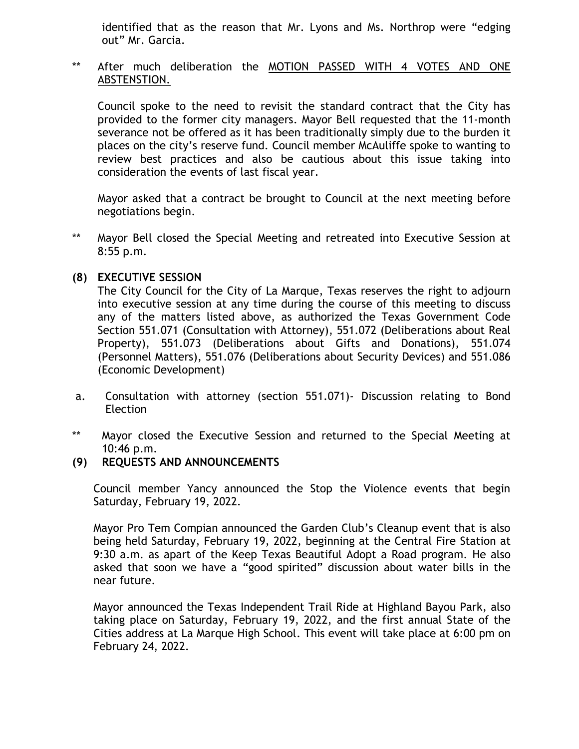identified that as the reason that Mr. Lyons and Ms. Northrop were “edging out” Mr. Garcia.

** After much deliberation the <u>MOTION PASSED WITH 4 VOTES AND ONE ABSTENSTION.</u>

Council spoke to the need to revisit the standard contract that the City has provided to the former city managers. Mayor Bell requested that the 11-month severance not be offered as it has been traditionally simply due to the burden it places on the city’s reserve fund. Council member McAuliffe spoke to wanting to review best practices and also be cautious about this issue taking into consideration the events of last fiscal year.

Mayor asked that a contract be brought to Council at the next meeting before negotiations begin.

** Mayor Bell closed the Special Meeting and retreated into Executive Session at 8:55 p.m.

**(8) EXECUTIVE SESSION**

The City Council for the City of La Marque, Texas reserves the right to adjourn into executive session at any time during the course of this meeting to discuss any of the matters listed above, as authorized the Texas Government Code Section 551.071 (Consultation with Attorney), 551.072 (Deliberations about Real Property), 551.073 (Deliberations about Gifts and Donations), 551.074 (Personnel Matters), 551.076 (Deliberations about Security Devices) and 551.086 (Economic Development)

a. Consultation with attorney (section 551.071)- Discussion relating to Bond Election

** Mayor closed the Executive Session and returned to the Special Meeting at 10:46 p.m.

**(9) REQUESTS AND ANNOUNCEMENTS**

Council member Yancy announced the Stop the Violence events that begin Saturday, February 19, 2022.

Mayor Pro Tem Compian announced the Garden Club’s Cleanup event that is also being held Saturday, February 19, 2022, beginning at the Central Fire Station at 9:30 a.m. as apart of the Keep Texas Beautiful Adopt a Road program. He also asked that soon we have a “good spirited” discussion about water bills in the near future.

Mayor announced the Texas Independent Trail Ride at Highland Bayou Park, also taking place on Saturday, February 19, 2022, and the first annual State of the Cities address at La Marque High School. This event will take place at 6:00 pm on February 24, 2022.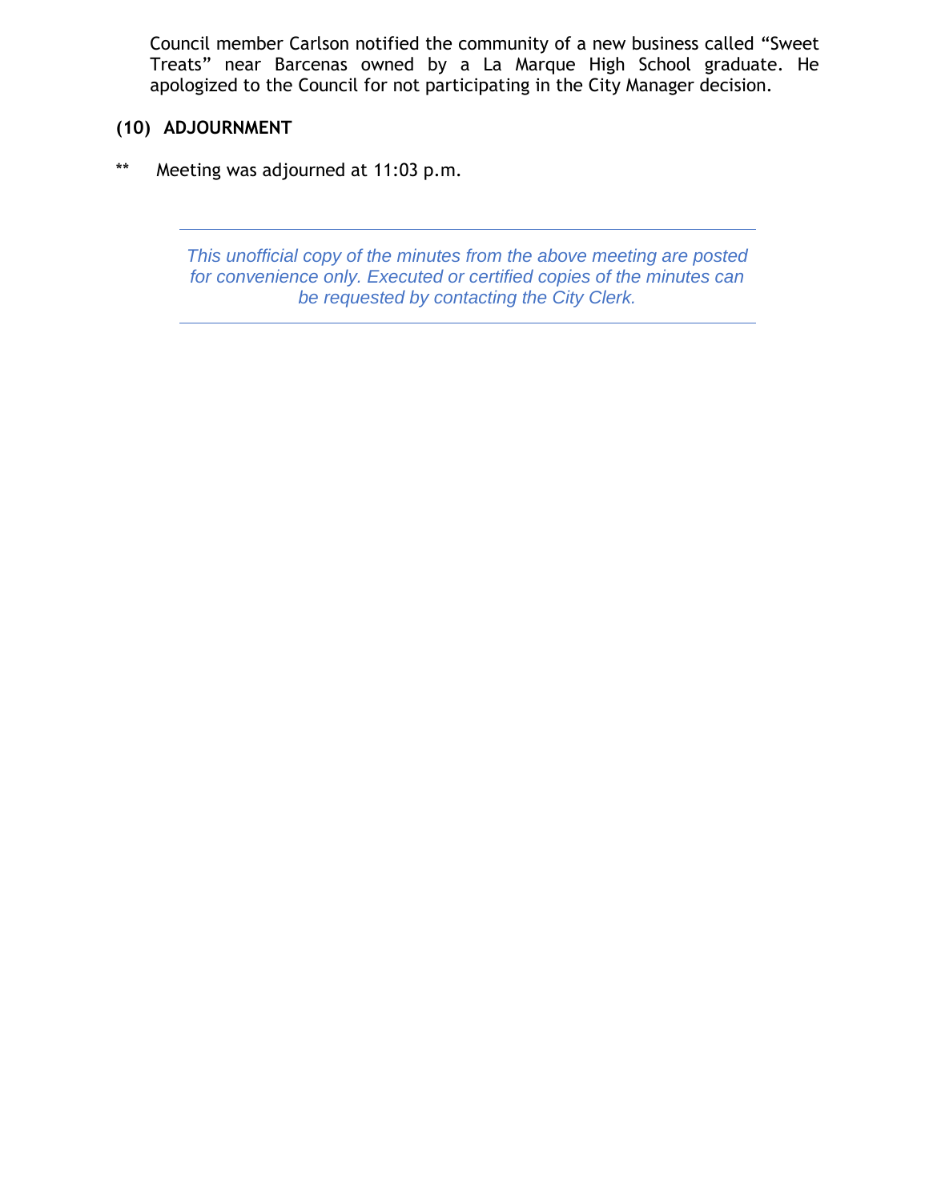Council member Carlson notified the community of a new business called "Sweet Treats" near Barcenas owned by a La Marque High School graduate. He apologized to the Council for not participating in the City Manager decision.

## (10) ADJOURNMENT

** Meeting was adjourned at 11:03 p.m.

---

*This unofficial copy of the minutes from the above meeting are posted for convenience only. Executed or certified copies of the minutes can be requested by contacting the City Clerk.*

---